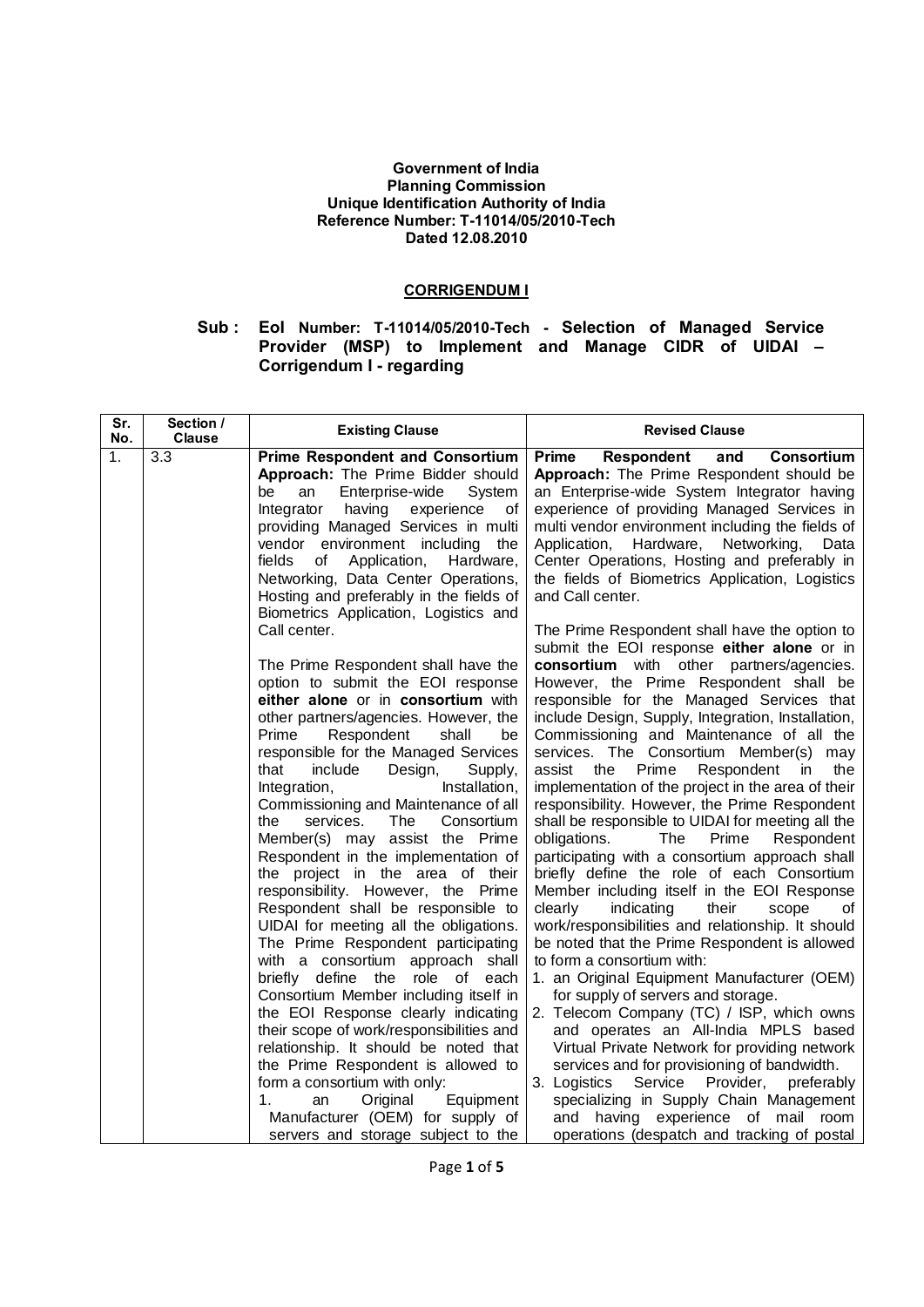**Government of India**
**Planning Commission**
**Unique Identification Authority of India**
**Reference Number: T-11014/05/2010-Tech**
**Dated 12.08.2010**

## CORRIGENDUM I

**Sub : EoI Number: T-11014/05/2010-Tech - Selection of Managed Service Provider (MSP) to Implement and Manage CIDR of UIDAI – Corrigendum I - regarding**

| Sr. No. | Section / Clause | Existing Clause | Revised Clause |
|---|---|---|---|
| 1. | 3.3 | **Prime Respondent and Consortium Approach:** The Prime Bidder should be an Enterprise-wide System Integrator having experience of providing Managed Services in multi vendor environment including the fields of Application, Hardware, Networking, Data Center Operations, Hosting and preferably in the fields of Biometrics Application, Logistics and Call center.<br><br>The Prime Respondent shall have the option to submit the EOI response **either alone** or in **consortium** with other partners/agencies. However, the Prime Respondent shall be responsible for the Managed Services that include Design, Supply, Integration, Installation, Commissioning and Maintenance of all the services. The Consortium Member(s) may assist the Prime Respondent in the implementation of the project in the area of their responsibility. However, the Prime Respondent shall be responsible to UIDAI for meeting all the obligations. The Prime Respondent participating with a consortium approach shall briefly define the role of each Consortium Member including itself in the EOI Response clearly indicating their scope of work/responsibilities and relationship. It should be noted that the Prime Respondent is allowed to form a consortium with only:<br>1. an Original Equipment Manufacturer (OEM) for supply of servers and storage subject to the | **Prime Respondent and Consortium Approach:** The Prime Respondent should be an Enterprise-wide System Integrator having experience of providing Managed Services in multi vendor environment including the fields of Application, Hardware, Networking, Data Center Operations, Hosting and preferably in the fields of Biometrics Application, Logistics and Call center.<br><br>The Prime Respondent shall have the option to submit the EOI response **either alone** or in **consortium** with other partners/agencies. However, the Prime Respondent shall be responsible for the Managed Services that include Design, Supply, Integration, Installation, Commissioning and Maintenance of all the services. The Consortium Member(s) may assist the Prime Respondent in the implementation of the project in the area of their responsibility. However, the Prime Respondent shall be responsible to UIDAI for meeting all the obligations. The Prime Respondent participating with a consortium approach shall briefly define the role of each Consortium Member including itself in the EOI Response clearly indicating their scope of work/responsibilities and relationship. It should be noted that the Prime Respondent is allowed to form a consortium with:<br>1. an Original Equipment Manufacturer (OEM) for supply of servers and storage.<br>2. Telecom Company (TC) / ISP, which owns and operates an All-India MPLS based Virtual Private Network for providing network services and for provisioning of bandwidth.<br>3. Logistics Service Provider, preferably specializing in Supply Chain Management and having experience of mail room operations (despatch and tracking of postal |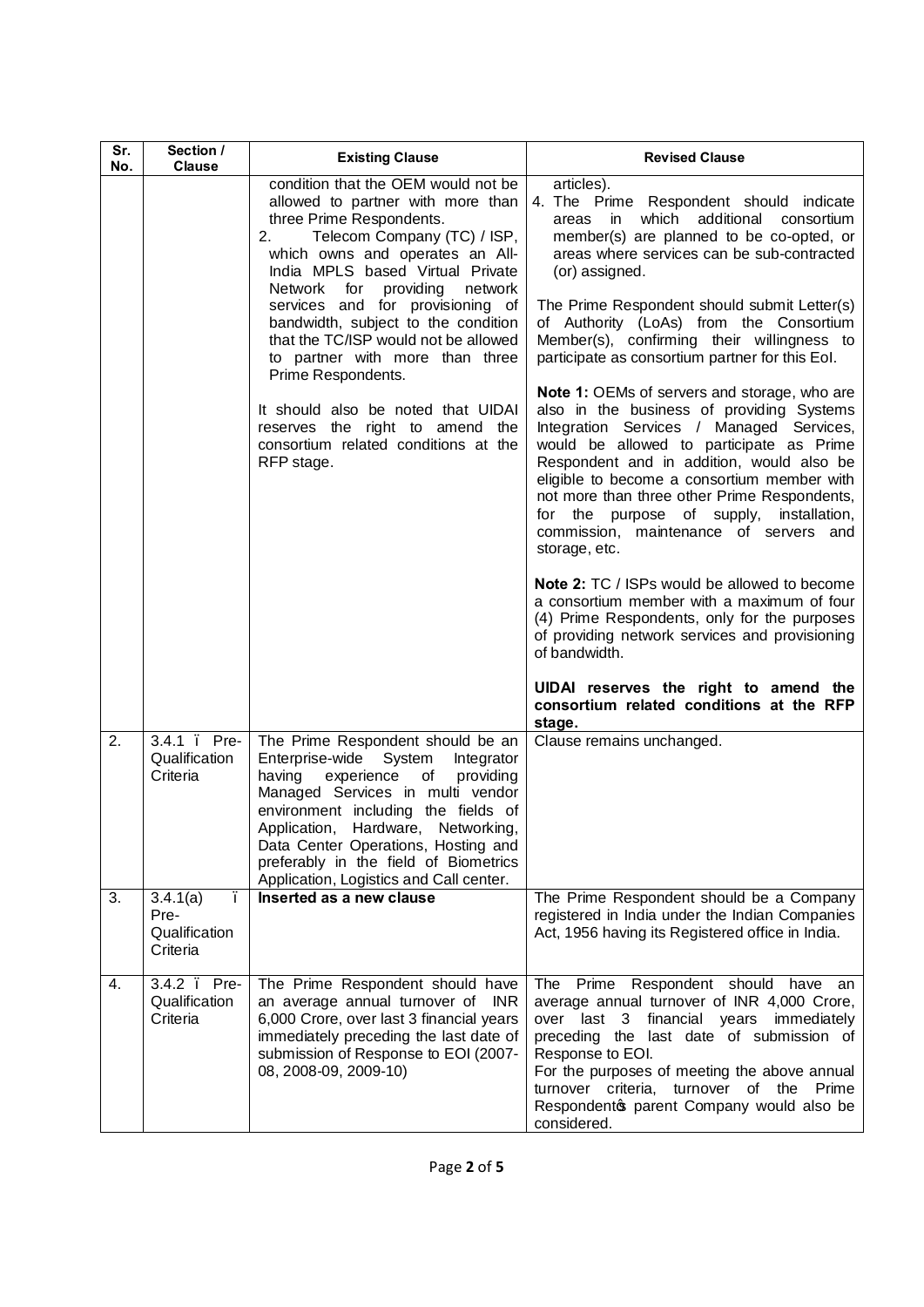| Sr. No. | Section / Clause | Existing Clause | Revised Clause |
|---|---|---|---|
| | | condition that the OEM would not be allowed to partner with more than three Prime Respondents.<br>2. Telecom Company (TC) / ISP, which owns and operates an All-India MPLS based Virtual Private Network for providing network services and for provisioning of bandwidth, subject to the condition that the TC/ISP would not be allowed to partner with more than three Prime Respondents.<br><br>It should also be noted that UIDAI reserves the right to amend the consortium related conditions at the RFP stage. | articles).<br>4. The Prime Respondent should indicate areas in which additional consortium member(s) are planned to be co-opted, or areas where services can be sub-contracted (or) assigned.<br><br>The Prime Respondent should submit Letter(s) of Authority (LoAs) from the Consortium Member(s), confirming their willingness to participate as consortium partner for this EoI.<br><br>**Note 1:** OEMs of servers and storage, who are also in the business of providing Systems Integration Services / Managed Services, would be allowed to participate as Prime Respondent and in addition, would also be eligible to become a consortium member with not more than three other Prime Respondents, for the purpose of supply, installation, commission, maintenance of servers and storage, etc.<br><br>**Note 2:** TC / ISPs would be allowed to become a consortium member with a maximum of four (4) Prime Respondents, only for the purposes of providing network services and provisioning of bandwidth.<br><br>**UIDAI reserves the right to amend the consortium related conditions at the RFP stage.** |
| 2. | 3.4.1 – Pre-Qualification Criteria | The Prime Respondent should be an Enterprise-wide System Integrator having experience of providing Managed Services in multi vendor environment including the fields of Application, Hardware, Networking, Data Center Operations, Hosting and preferably in the field of Biometrics Application, Logistics and Call center. | Clause remains unchanged. |
| 3. | 3.4.1(a) – Pre-Qualification Criteria | **Inserted as a new clause** | The Prime Respondent should be a Company registered in India under the Indian Companies Act, 1956 having its Registered office in India. |
| 4. | 3.4.2 – Pre-Qualification Criteria | The Prime Respondent should have an average annual turnover of INR 6,000 Crore, over last 3 financial years immediately preceding the last date of submission of Response to EOI (2007-08, 2008-09, 2009-10) | The Prime Respondent should have an average annual turnover of INR 4,000 Crore, over last 3 financial years immediately preceding the last date of submission of Response to EOI.<br>For the purposes of meeting the above annual turnover criteria, turnover of the Prime Respondent's parent Company would also be considered. |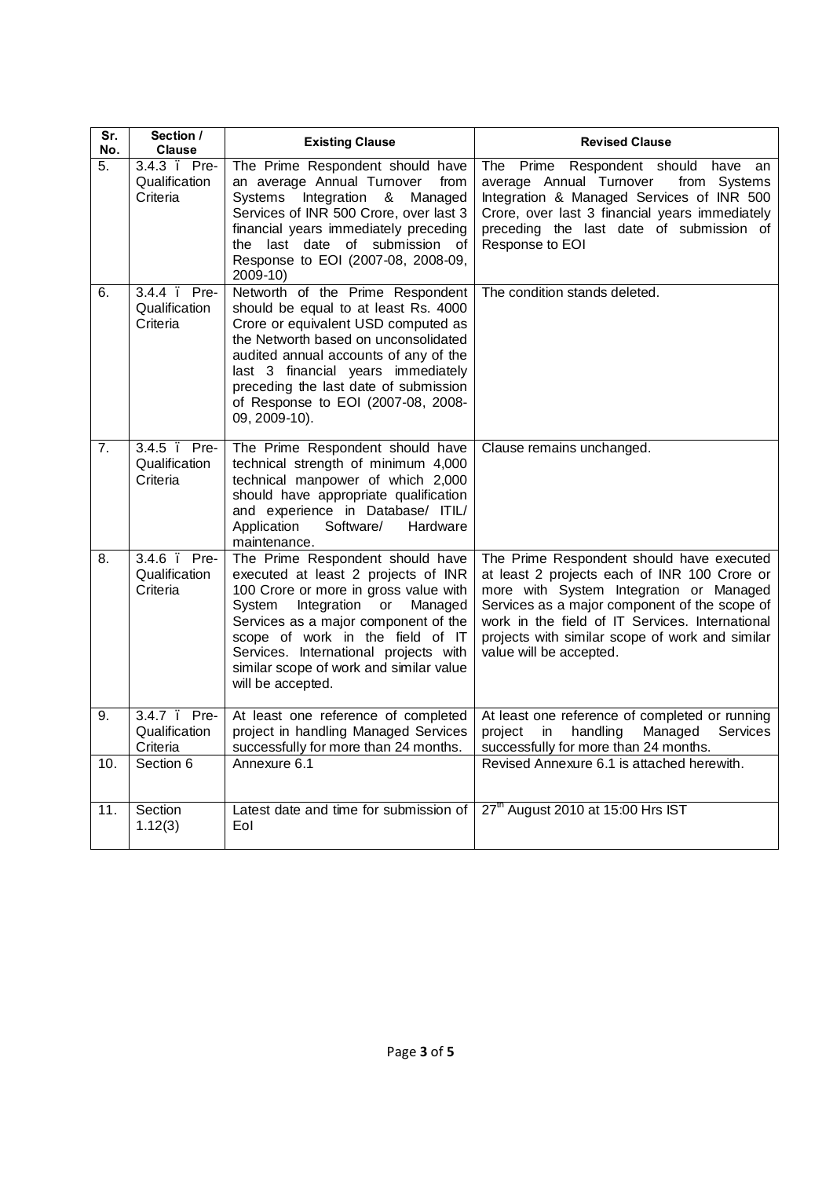| Sr. No. | Section / Clause | Existing Clause | Revised Clause |
|---|---|---|---|
| 5. | 3.4.3 – Pre-Qualification Criteria | The Prime Respondent should have an average Annual Turnover from Systems Integration & Managed Services of INR 500 Crore, over last 3 financial years immediately preceding the last date of submission of Response to EOI (2007-08, 2008-09, 2009-10) | The Prime Respondent should have an average Annual Turnover from Systems Integration & Managed Services of INR 500 Crore, over last 3 financial years immediately preceding the last date of submission of Response to EOI |
| 6. | 3.4.4 – Pre-Qualification Criteria | Networth of the Prime Respondent should be equal to at least Rs. 4000 Crore or equivalent USD computed as the Networth based on unconsolidated audited annual accounts of any of the last 3 financial years immediately preceding the last date of submission of Response to EOI (2007-08, 2008-09, 2009-10). | The condition stands deleted. |
| 7. | 3.4.5 – Pre-Qualification Criteria | The Prime Respondent should have technical strength of minimum 4,000 technical manpower of which 2,000 should have appropriate qualification and experience in Database/ ITIL/ Application Software/ Hardware maintenance. | Clause remains unchanged. |
| 8. | 3.4.6 – Pre-Qualification Criteria | The Prime Respondent should have executed at least 2 projects of INR 100 Crore or more in gross value with System Integration or Managed Services as a major component of the scope of work in the field of IT Services. International projects with similar scope of work and similar value will be accepted. | The Prime Respondent should have executed at least 2 projects each of INR 100 Crore or more with System Integration or Managed Services as a major component of the scope of work in the field of IT Services. International projects with similar scope of work and similar value will be accepted. |
| 9. | 3.4.7 – Pre-Qualification Criteria | At least one reference of completed project in handling Managed Services successfully for more than 24 months. | At least one reference of completed or running project in handling Managed Services successfully for more than 24 months. |
| 10. | Section 6 | Annexure 6.1 | Revised Annexure 6.1 is attached herewith. |
| 11. | Section 1.12(3) | Latest date and time for submission of EoI | 27th August 2010 at 15:00 Hrs IST |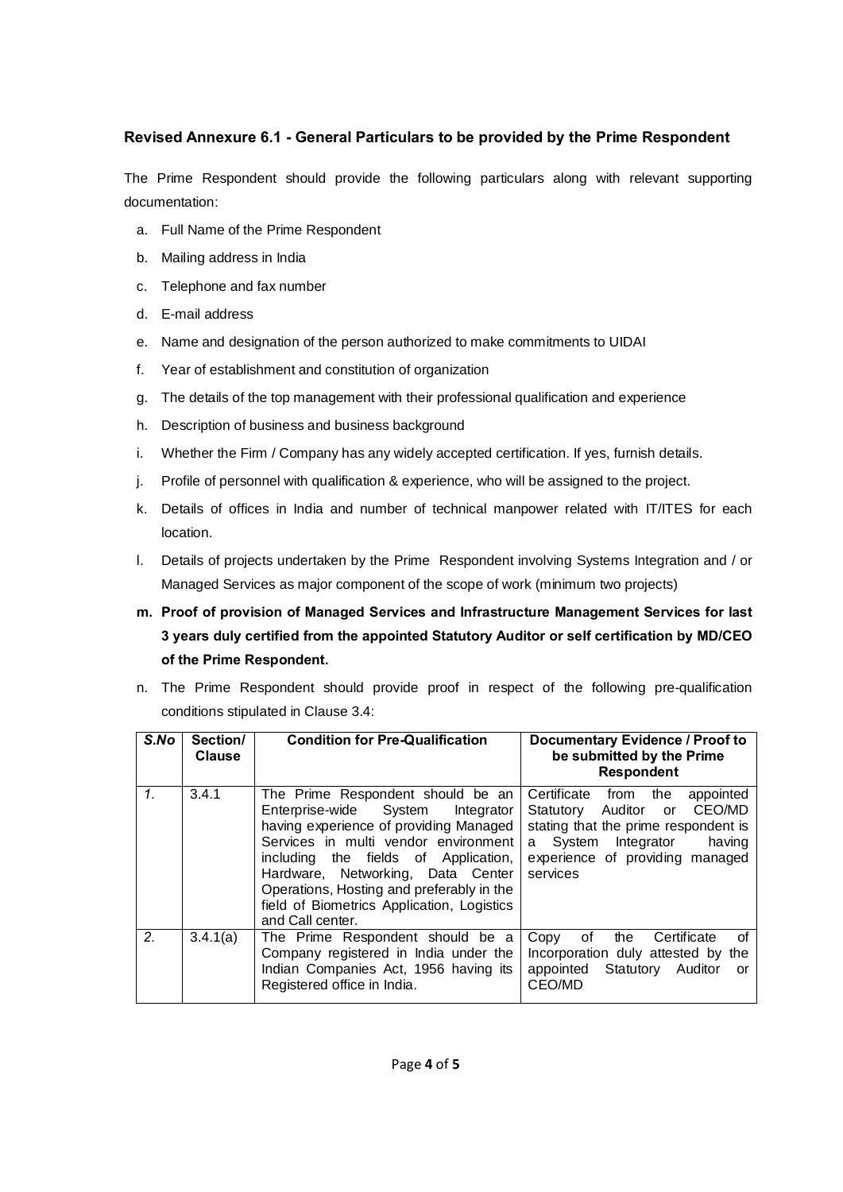### Revised Annexure 6.1 - General Particulars to be provided by the Prime Respondent

The Prime Respondent should provide the following particulars along with relevant supporting documentation:

a. Full Name of the Prime Respondent

b. Mailing address in India

c. Telephone and fax number

d. E-mail address

e. Name and designation of the person authorized to make commitments to UIDAI

f. Year of establishment and constitution of organization

g. The details of the top management with their professional qualification and experience

h. Description of business and business background

i. Whether the Firm / Company has any widely accepted certification. If yes, furnish details.

j. Profile of personnel with qualification & experience, who will be assigned to the project.

k. Details of offices in India and number of technical manpower related with IT/ITES for each location.

l. Details of projects undertaken by the Prime Respondent involving Systems Integration and / or Managed Services as major component of the scope of work (minimum two projects)

**m. Proof of provision of Managed Services and Infrastructure Management Services for last 3 years duly certified from the appointed Statutory Auditor or self certification by MD/CEO of the Prime Respondent.**

n. The Prime Respondent should provide proof in respect of the following pre-qualification conditions stipulated in Clause 3.4:

| *S.No* | **Section/ Clause** | **Condition for Pre-Qualification** | **Documentary Evidence / Proof to be submitted by the Prime Respondent** |
|---|---|---|---|
| *1.* | 3.4.1 | The Prime Respondent should be an Enterprise-wide System Integrator having experience of providing Managed Services in multi vendor environment including the fields of Application, Hardware, Networking, Data Center Operations, Hosting and preferably in the field of Biometrics Application, Logistics and Call center. | Certificate from the appointed Statutory Auditor or CEO/MD stating that the prime respondent is a System Integrator having experience of providing managed services |
| *2.* | 3.4.1(a) | The Prime Respondent should be a Company registered in India under the Indian Companies Act, 1956 having its Registered office in India. | Copy of the Certificate of Incorporation duly attested by the appointed Statutory Auditor or CEO/MD |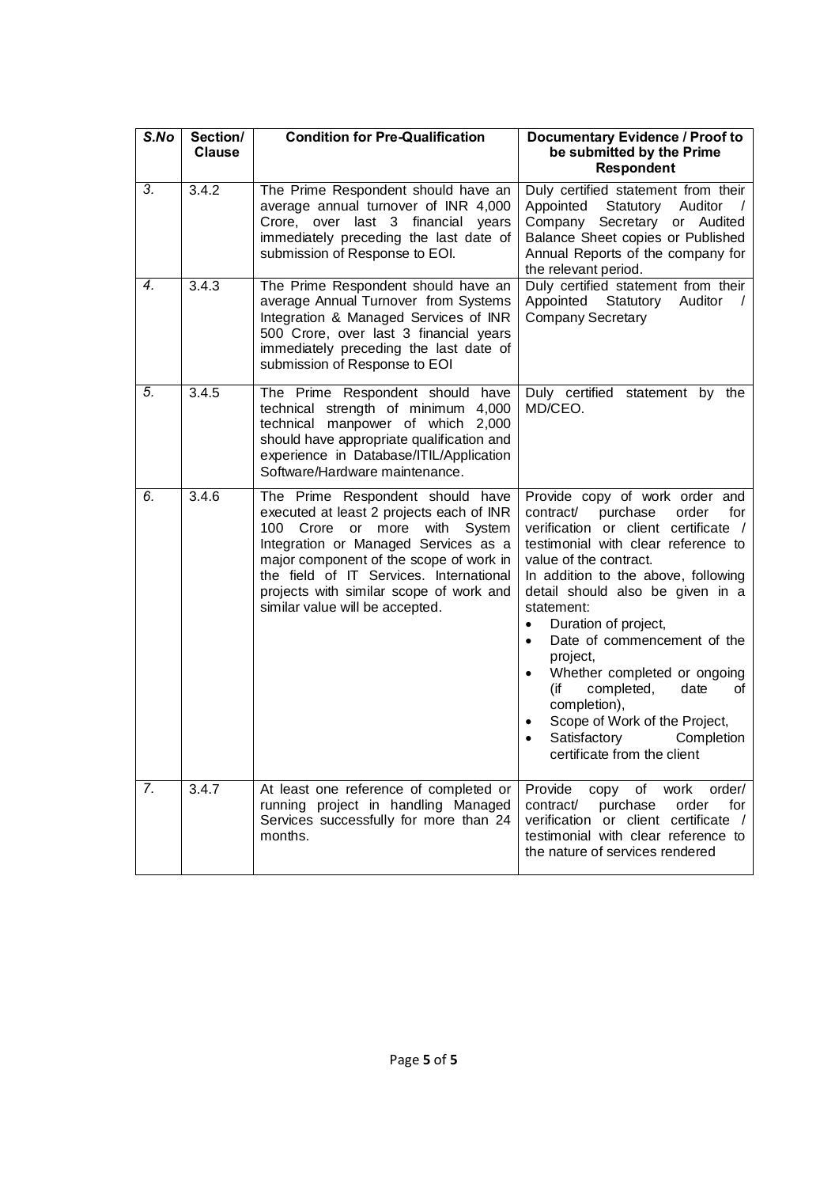| S.No | Section/ Clause | Condition for Pre-Qualification | Documentary Evidence / Proof to be submitted by the Prime Respondent |
|---|---|---|---|
| 3. | 3.4.2 | The Prime Respondent should have an average annual turnover of INR 4,000 Crore, over last 3 financial years immediately preceding the last date of submission of Response to EOI. | Duly certified statement from their Appointed Statutory Auditor / Company Secretary or Audited Balance Sheet copies or Published Annual Reports of the company for the relevant period. |
| 4. | 3.4.3 | The Prime Respondent should have an average Annual Turnover from Systems Integration & Managed Services of INR 500 Crore, over last 3 financial years immediately preceding the last date of submission of Response to EOI | Duly certified statement from their Appointed Statutory Auditor / Company Secretary |
| 5. | 3.4.5 | The Prime Respondent should have technical strength of minimum 4,000 technical manpower of which 2,000 should have appropriate qualification and experience in Database/ITIL/Application Software/Hardware maintenance. | Duly certified statement by the MD/CEO. |
| 6. | 3.4.6 | The Prime Respondent should have executed at least 2 projects each of INR 100 Crore or more with System Integration or Managed Services as a major component of the scope of work in the field of IT Services. International projects with similar scope of work and similar value will be accepted. | Provide copy of work order and contract/ purchase order for verification or client certificate / testimonial with clear reference to value of the contract.<br>In addition to the above, following detail should also be given in a statement:<br>• Duration of project,<br>• Date of commencement of the project,<br>• Whether completed or ongoing (if completed, date of completion),<br>• Scope of Work of the Project,<br>• Satisfactory Completion certificate from the client |
| 7. | 3.4.7 | At least one reference of completed or running project in handling Managed Services successfully for more than 24 months. | Provide copy of work order/ contract/ purchase order for verification or client certificate / testimonial with clear reference to the nature of services rendered |